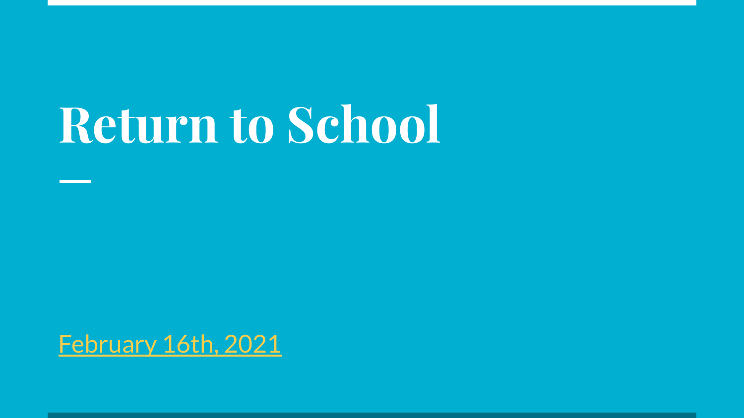# Return to School

February 16th, 2021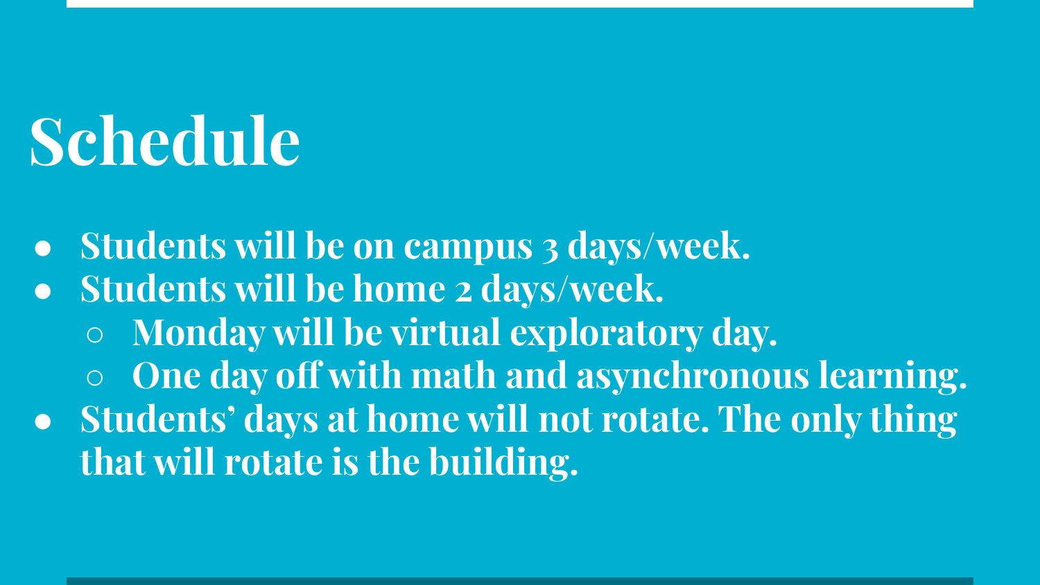# Schedule

- **Students will be on campus 3 days/week.**
- **Students will be home 2 days/week.**
  - **Monday will be virtual exploratory day.**
  - **One day off with math and asynchronous learning.**
- **Students' days at home will not rotate. The only thing that will rotate is the building.**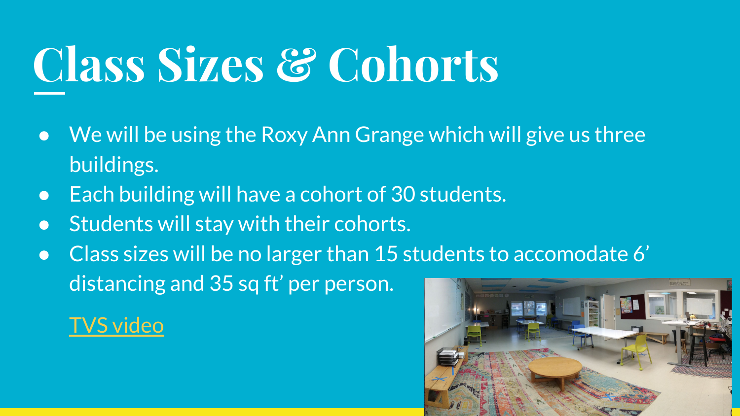# Class Sizes & Cohorts

- We will be using the Roxy Ann Grange which will give us three buildings.
- Each building will have a cohort of 30 students.
- Students will stay with their cohorts.
- Class sizes will be no larger than 15 students to accomodate 6' distancing and 35 sq ft' per person.

TVS video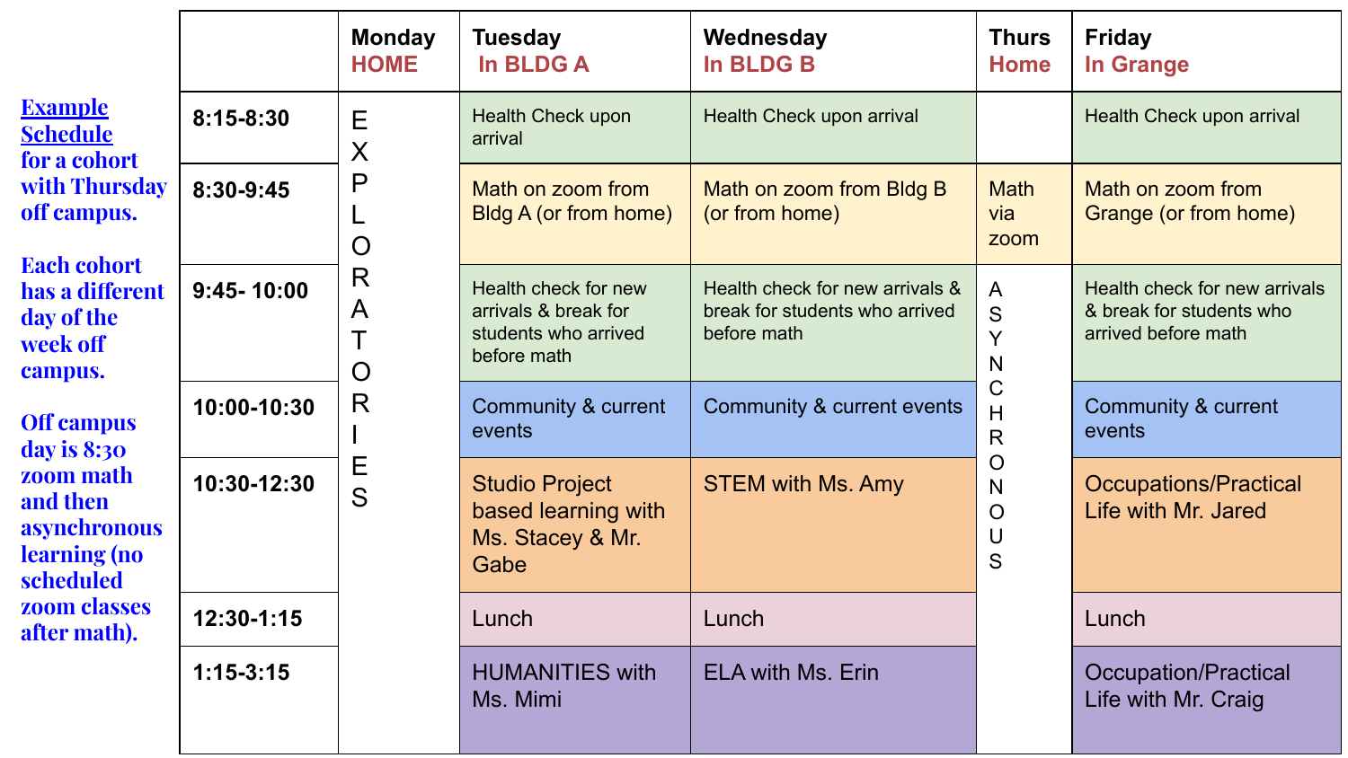**Example Schedule** for a cohort with Thursday off campus.

Each cohort has a different day of the week off campus.

Off campus day is 8:30 zoom math and then asynchronous learning (no scheduled zoom classes after math).

| | Monday HOME | Tuesday In BLDG A | Wednesday In BLDG B | Thurs Home | Friday In Grange |
|---|---|---|---|---|---|
| 8:15-8:30 | EXPLORATORIES | Health Check upon arrival | Health Check upon arrival | | Health Check upon arrival |
| 8:30-9:45 | | Math on zoom from Bldg A (or from home) | Math on zoom from Bldg B (or from home) | Math via zoom | Math on zoom from Grange (or from home) |
| 9:45- 10:00 | | Health check for new arrivals & break for students who arrived before math | Health check for new arrivals & break for students who arrived before math | ASYNCHRONOUS | Health check for new arrivals & break for students who arrived before math |
| 10:00-10:30 | | Community & current events | Community & current events | | Community & current events |
| 10:30-12:30 | | Studio Project based learning with Ms. Stacey & Mr. Gabe | STEM with Ms. Amy | | Occupations/Practical Life with Mr. Jared |
| 12:30-1:15 | | Lunch | Lunch | | Lunch |
| 1:15-3:15 | | HUMANITIES with Ms. Mimi | ELA with Ms. Erin | | Occupation/Practical Life with Mr. Craig |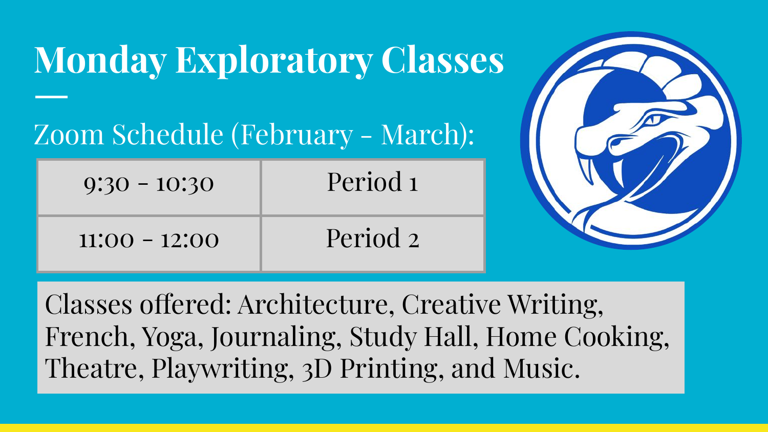# Monday Exploratory Classes

Zoom Schedule (February - March):

| 9:30 - 10:30 | Period 1 |
| --- | --- |
| 11:00 - 12:00 | Period 2 |

Classes offered: Architecture, Creative Writing, French, Yoga, Journaling, Study Hall, Home Cooking, Theatre, Playwriting, 3D Printing, and Music.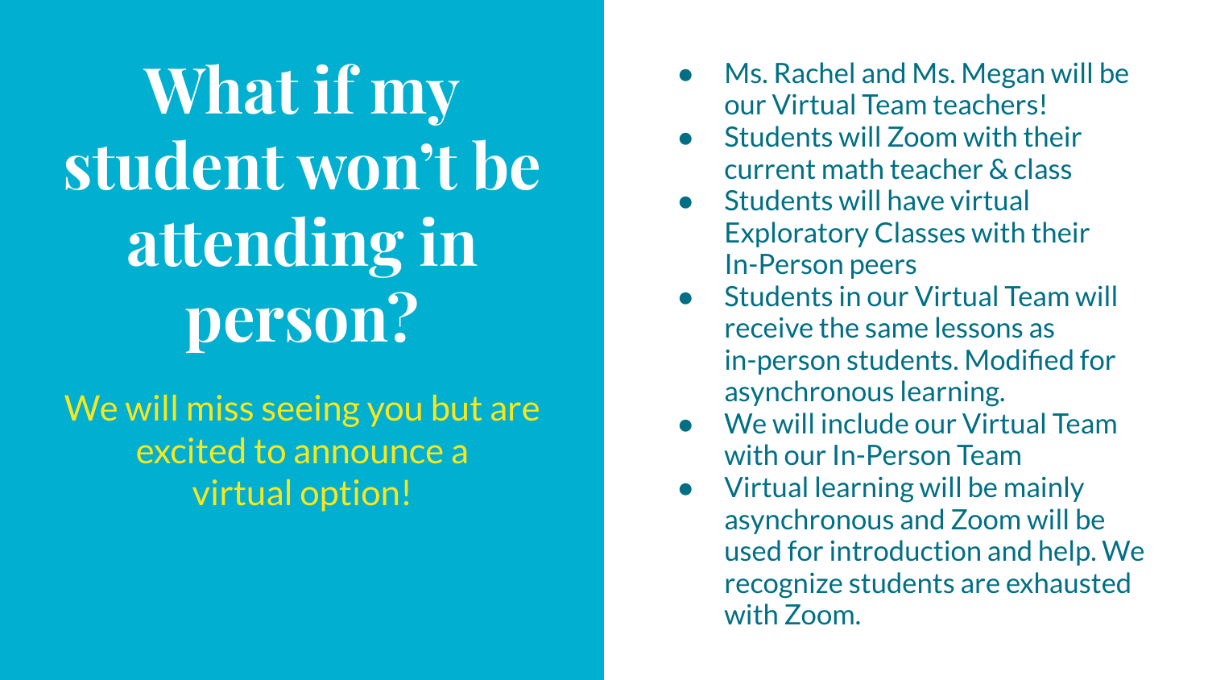# What if my student won't be attending in person?

We will miss seeing you but are excited to announce a virtual option!

- Ms. Rachel and Ms. Megan will be our Virtual Team teachers!
- Students will Zoom with their current math teacher & class
- Students will have virtual Exploratory Classes with their In-Person peers
- Students in our Virtual Team will receive the same lessons as in-person students. Modified for asynchronous learning.
- We will include our Virtual Team with our In-Person Team
- Virtual learning will be mainly asynchronous and Zoom will be used for introduction and help. We recognize students are exhausted with Zoom.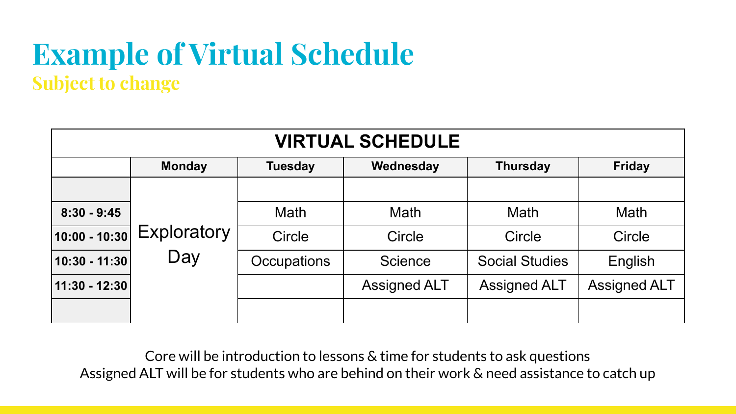# Example of Virtual Schedule

## Subject to change

| VIRTUAL SCHEDULE | | | | | |
|---|---|---|---|---|---|
| | **Monday** | **Tuesday** | **Wednesday** | **Thursday** | **Friday** |
| | Exploratory Day | | | | |
| **8:30 - 9:45** | | Math | Math | Math | Math |
| **10:00 - 10:30** | | Circle | Circle | Circle | Circle |
| **10:30 - 11:30** | | Occupations | Science | Social Studies | English |
| **11:30 - 12:30** | | | Assigned ALT | Assigned ALT | Assigned ALT |
| | | | | | |

Core will be introduction to lessons & time for students to ask questions
Assigned ALT will be for students who are behind on their work & need assistance to catch up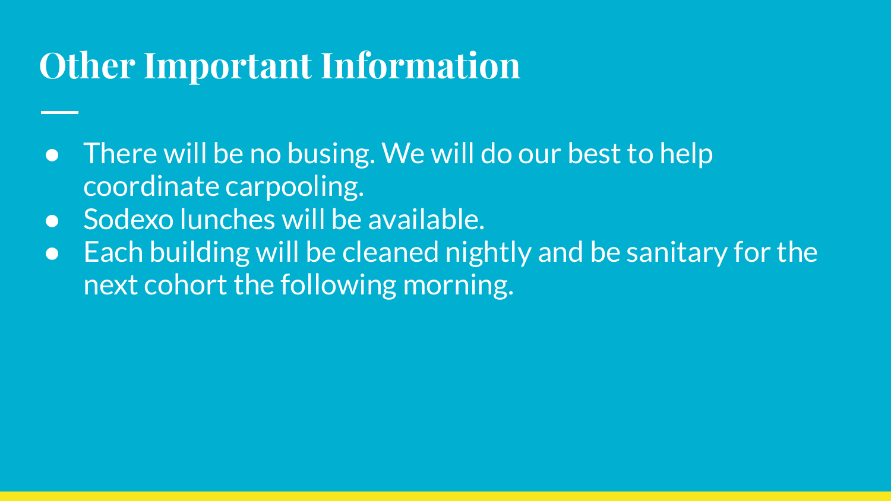# Other Important Information

- There will be no busing. We will do our best to help coordinate carpooling.
- Sodexo lunches will be available.
- Each building will be cleaned nightly and be sanitary for the next cohort the following morning.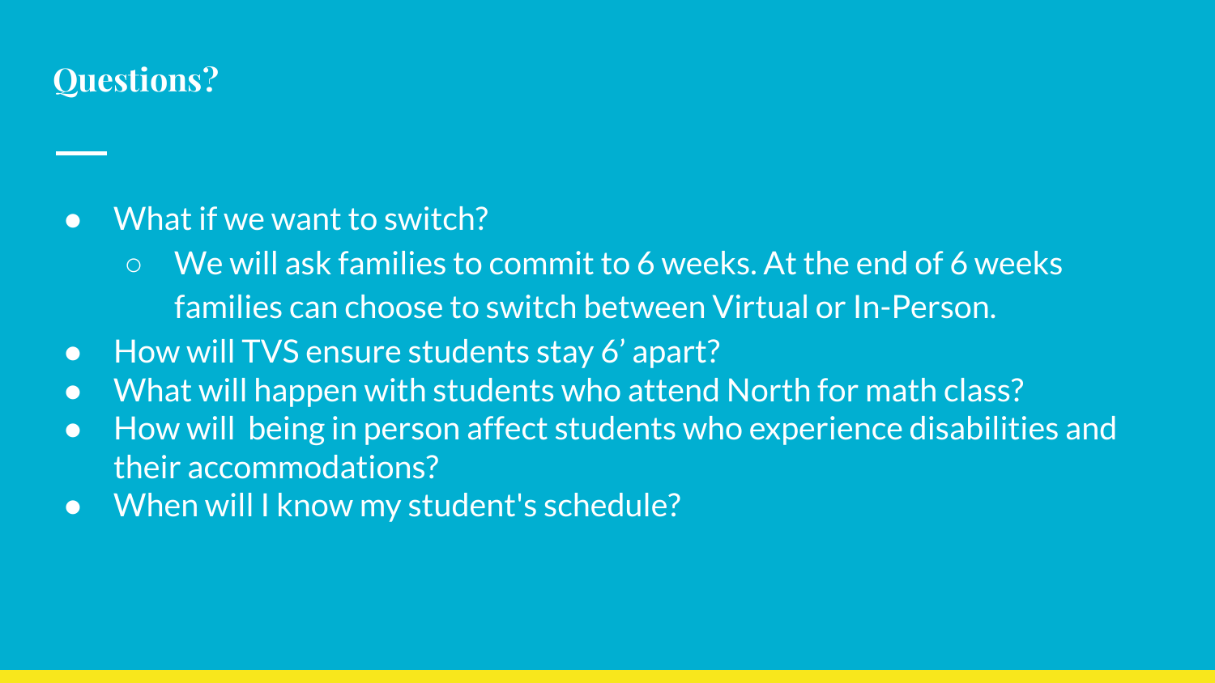# Questions?

- What if we want to switch?
  - We will ask families to commit to 6 weeks. At the end of 6 weeks families can choose to switch between Virtual or In-Person.
- How will TVS ensure students stay 6' apart?
- What will happen with students who attend North for math class?
- How will being in person affect students who experience disabilities and their accommodations?
- When will I know my student's schedule?